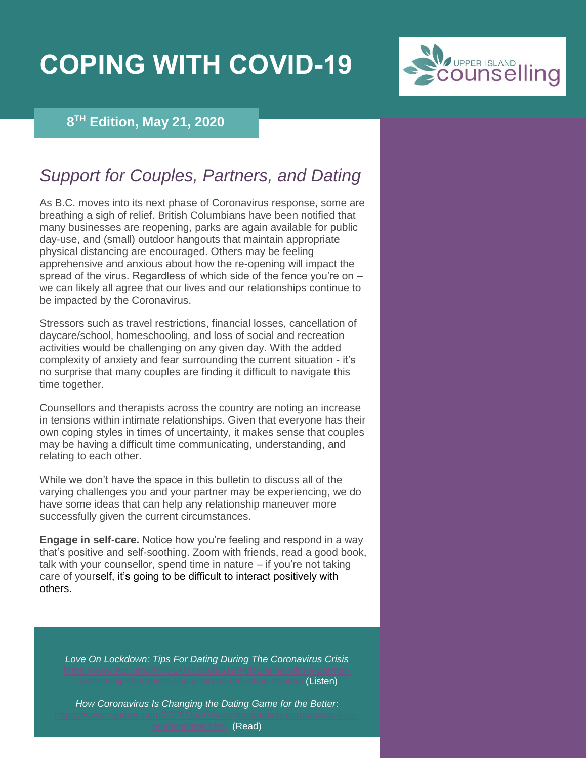# COPING WITH COVID-19

UPPER ISLAND counselling

**8TH Edition, May 21, 2020**

## *Support for Couples, Partners, and Dating*

As B.C. moves into its next phase of Coronavirus response, some are breathing a sigh of relief. British Columbians have been notified that many businesses are reopening, parks are again available for public day-use, and (small) outdoor hangouts that maintain appropriate physical distancing are encouraged. Others may be feeling apprehensive and anxious about how the re-opening will impact the spread of the virus. Regardless of which side of the fence you're on – we can likely all agree that our lives and our relationships continue to be impacted by the Coronavirus.

Stressors such as travel restrictions, financial losses, cancellation of daycare/school, homeschooling, and loss of social and recreation activities would be challenging on any given day. With the added complexity of anxiety and fear surrounding the current situation - it's no surprise that many couples are finding it difficult to navigate this time together.

Counsellors and therapists across the country are noting an increase in tensions within intimate relationships. Given that everyone has their own coping styles in times of uncertainty, it makes sense that couples may be having a difficult time communicating, understanding, and relating to each other.

While we don't have the space in this bulletin to discuss all of the varying challenges you and your partner may be experiencing, we do have some ideas that can help any relationship maneuver more successfully given the current circumstances.

**Engage in self-care.** Notice how you're feeling and respond in a way that's positive and self-soothing. Zoom with friends, read a good book, talk with your counsellor, spend time in nature – if you're not taking care of yourself, it's going to be difficult to interact positively with others.

*Love On Lockdown: Tips For Dating During The Coronavirus Crisis*
https://www.npr.org/2020/04/21/839961994/isolating-with-a-partner-relationship-therapists-share-stress-reduction-strategi (Listen)

*How Coronavirus Is Changing the Dating Game for the Better*:
https://www.nytimes.com/2020/05/07/well/mind/dating-coronavirus-love-relationships.html (Read)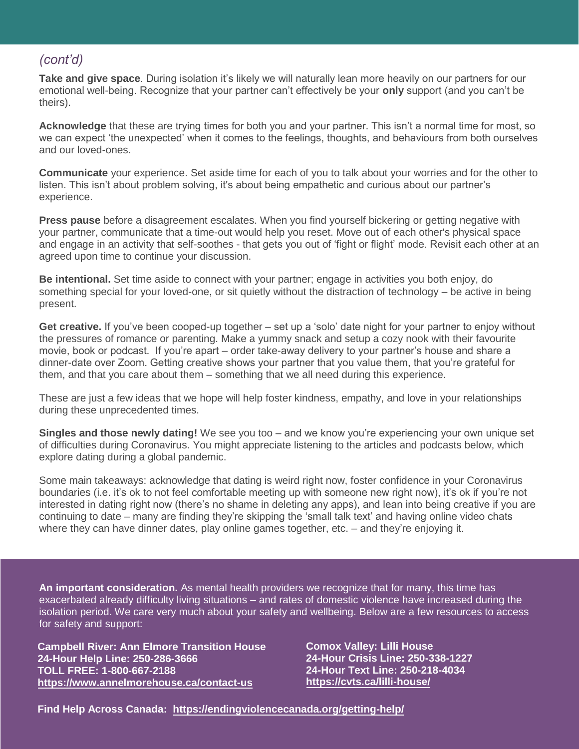*(cont'd)*

**Take and give space**. During isolation it's likely we will naturally lean more heavily on our partners for our emotional well-being. Recognize that your partner can't effectively be your **only** support (and you can't be theirs).

**Acknowledge** that these are trying times for both you and your partner. This isn't a normal time for most, so we can expect 'the unexpected' when it comes to the feelings, thoughts, and behaviours from both ourselves and our loved-ones.

**Communicate** your experience. Set aside time for each of you to talk about your worries and for the other to listen. This isn't about problem solving, it's about being empathetic and curious about our partner's experience.

**Press pause** before a disagreement escalates. When you find yourself bickering or getting negative with your partner, communicate that a time-out would help you reset. Move out of each other's physical space and engage in an activity that self-soothes - that gets you out of 'fight or flight' mode. Revisit each other at an agreed upon time to continue your discussion.

**Be intentional.** Set time aside to connect with your partner; engage in activities you both enjoy, do something special for your loved-one, or sit quietly without the distraction of technology – be active in being present.

**Get creative.** If you've been cooped-up together – set up a 'solo' date night for your partner to enjoy without the pressures of romance or parenting. Make a yummy snack and setup a cozy nook with their favourite movie, book or podcast. If you're apart – order take-away delivery to your partner's house and share a dinner-date over Zoom. Getting creative shows your partner that you value them, that you're grateful for them, and that you care about them – something that we all need during this experience.

These are just a few ideas that we hope will help foster kindness, empathy, and love in your relationships during these unprecedented times.

**Singles and those newly dating!** We see you too – and we know you're experiencing your own unique set of difficulties during Coronavirus. You might appreciate listening to the articles and podcasts below, which explore dating during a global pandemic.

Some main takeaways: acknowledge that dating is weird right now, foster confidence in your Coronavirus boundaries (i.e. it's ok to not feel comfortable meeting up with someone new right now), it's ok if you're not interested in dating right now (there's no shame in deleting any apps), and lean into being creative if you are continuing to date – many are finding they're skipping the 'small talk text' and having online video chats where they can have dinner dates, play online games together, etc. – and they're enjoying it.

**An important consideration.** As mental health providers we recognize that for many, this time has exacerbated already difficulty living situations – and rates of domestic violence have increased during the isolation period. We care very much about your safety and wellbeing. Below are a few resources to access for safety and support:

**Campbell River: Ann Elmore Transition House**
**24-Hour Help Line: 250-286-3666**
**TOLL FREE: 1-800-667-2188**
**https://www.annelmorehouse.ca/contact-us**

**Comox Valley: Lilli House**
**24-Hour Crisis Line: 250-338-1227**
**24-Hour Text Line: 250-218-4034**
**https://cvts.ca/lilli-house/**

**Find Help Across Canada: https://endingviolencecanada.org/getting-help/**